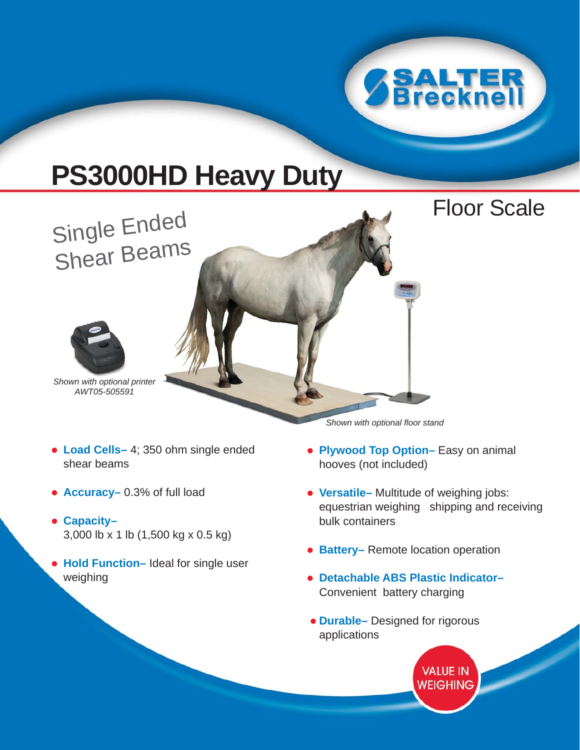SALTER Brecknell

# PS3000HD Heavy Duty

## Floor Scale

Single Ended Shear Beams

*Shown with optional printer AWT05-505591*

*Shown with optional floor stand*

- **Load Cells–** 4; 350 ohm single ended shear beams
- **Accuracy–** 0.3% of full load
- **Capacity–** 3,000 lb x 1 lb (1,500 kg x 0.5 kg)
- **Hold Function–** Ideal for single user weighing
- **Plywood Top Option–** Easy on animal hooves (not included)
- **Versatile–** Multitude of weighing jobs: equestrian weighing shipping and receiving bulk containers
- **Battery–** Remote location operation
- **Detachable ABS Plastic Indicator–** Convenient battery charging
- **Durable–** Designed for rigorous applications

VALUE IN WEIGHING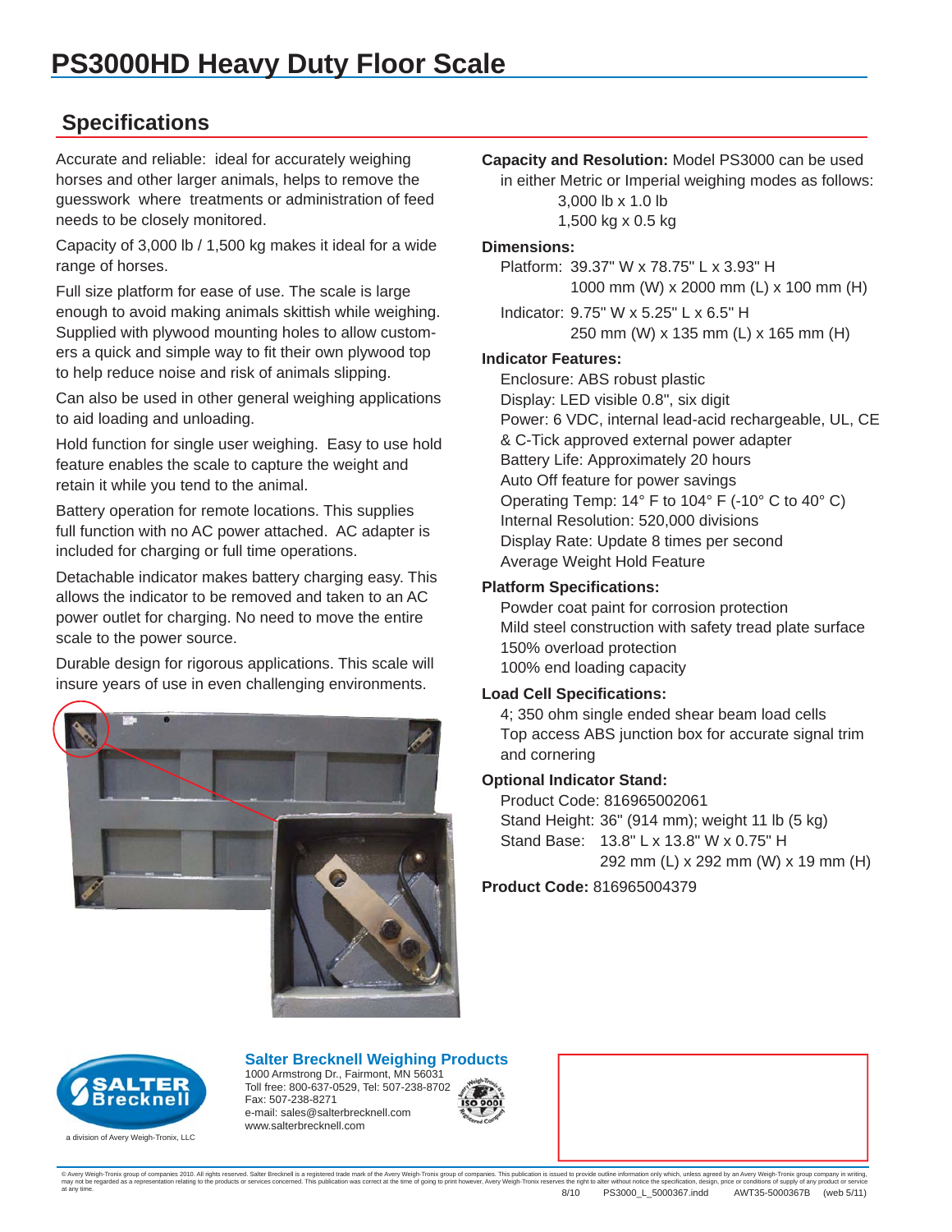# PS3000HD Heavy Duty Floor Scale

## Specifications

Accurate and reliable: ideal for accurately weighing horses and other larger animals, helps to remove the guesswork where treatments or administration of feed needs to be closely monitored.

Capacity of 3,000 lb / 1,500 kg makes it ideal for a wide range of horses.

Full size platform for ease of use. The scale is large enough to avoid making animals skittish while weighing. Supplied with plywood mounting holes to allow customers a quick and simple way to fit their own plywood top to help reduce noise and risk of animals slipping.

Can also be used in other general weighing applications to aid loading and unloading.

Hold function for single user weighing. Easy to use hold feature enables the scale to capture the weight and retain it while you tend to the animal.

Battery operation for remote locations. This supplies full function with no AC power attached. AC adapter is included for charging or full time operations.

Detachable indicator makes battery charging easy. This allows the indicator to be removed and taken to an AC power outlet for charging. No need to move the entire scale to the power source.

Durable design for rigorous applications. This scale will insure years of use in even challenging environments.

**Capacity and Resolution:** Model PS3000 can be used in either Metric or Imperial weighing modes as follows:
3,000 lb x 1.0 lb
1,500 kg x 0.5 kg

**Dimensions:**

Platform: 39.37" W x 78.75" L x 3.93" H
1000 mm (W) x 2000 mm (L) x 100 mm (H)

Indicator: 9.75" W x 5.25" L x 6.5" H
250 mm (W) x 135 mm (L) x 165 mm (H)

**Indicator Features:**

Enclosure: ABS robust plastic
Display: LED visible 0.8", six digit
Power: 6 VDC, internal lead-acid rechargeable, UL, CE & C-Tick approved external power adapter
Battery Life: Approximately 20 hours
Auto Off feature for power savings
Operating Temp: 14° F to 104° F (-10° C to 40° C)
Internal Resolution: 520,000 divisions
Display Rate: Update 8 times per second
Average Weight Hold Feature

**Platform Specifications:**

Powder coat paint for corrosion protection
Mild steel construction with safety tread plate surface
150% overload protection
100% end loading capacity

**Load Cell Specifications:**

4; 350 ohm single ended shear beam load cells
Top access ABS junction box for accurate signal trim and cornering

**Optional Indicator Stand:**

Product Code: 816965002061
Stand Height: 36" (914 mm); weight 11 lb (5 kg)
Stand Base: 13.8" L x 13.8" W x 0.75" H
292 mm (L) x 292 mm (W) x 19 mm (H)

**Product Code:** 816965004379

SALTER Brecknell
a division of Avery Weigh-Tronix, LLC

**Salter Brecknell Weighing Products**
1000 Armstrong Dr., Fairmont, MN 56031
Toll free: 800-637-0529, Tel: 507-238-8702
Fax: 507-238-8271
e-mail: sales@salterbrecknell.com
www.salterbrecknell.com

© Avery Weigh-Tronix group of companies 2010. All rights reserved. Salter Brecknell is a registered trade mark of the Avery Weigh-Tronix group of companies. This publication is issued to provide outline information only which, unless agreed by an Avery Weigh-Tronix group company in writing, may not be regarded as a representation relating to the products or services concerned. This publication was correct at the time of going to print however, Avery Weigh-Tronix reserves the right to alter without notice the specification, design, price or conditions of supply of any product or service at any time.

8/10 PS3000_L_5000367.indd AWT35-5000367B (web 5/11)